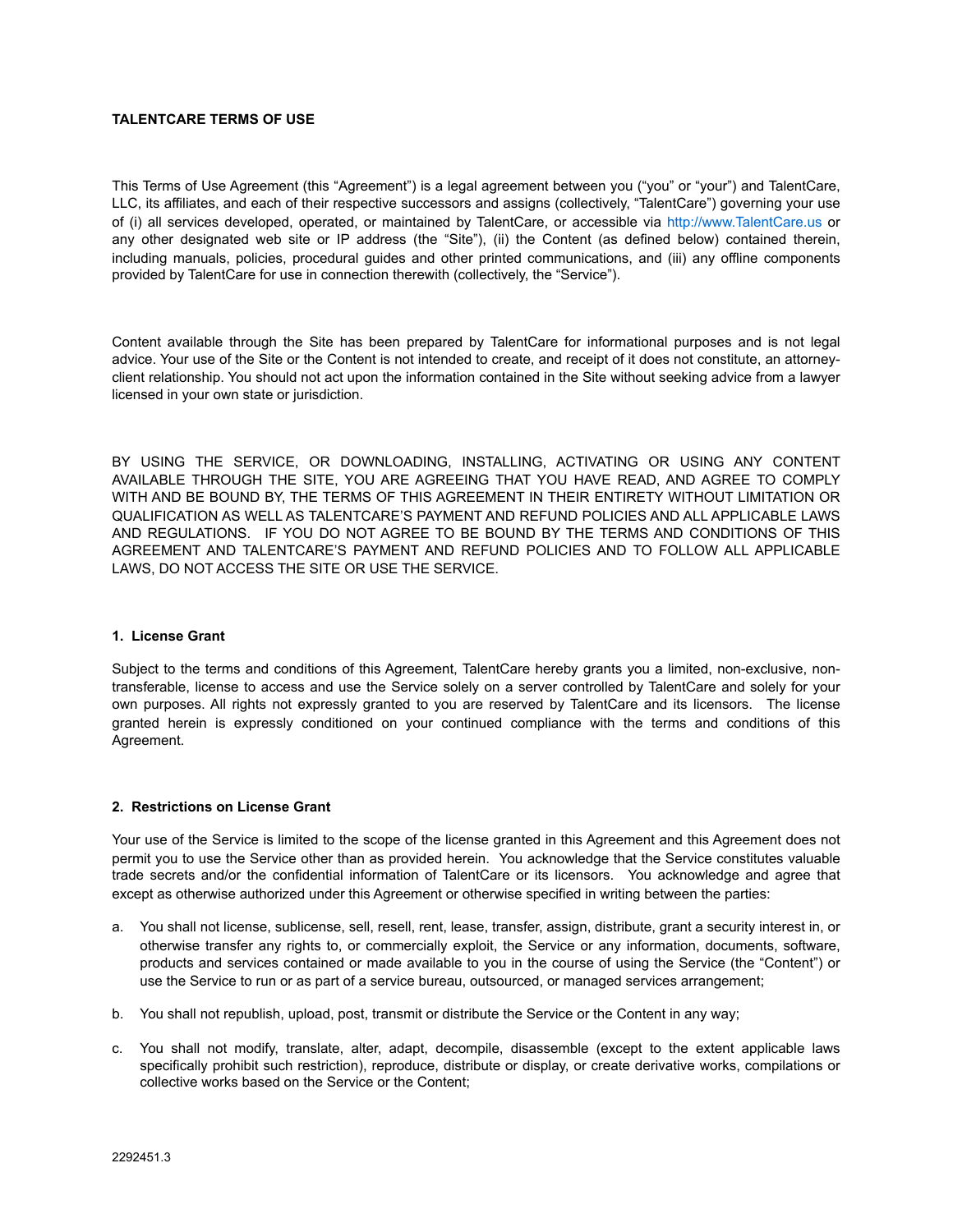**TALENTCARE TERMS OF USE**

This Terms of Use Agreement (this "Agreement") is a legal agreement between you ("you" or "your") and TalentCare, LLC, its affiliates, and each of their respective successors and assigns (collectively, "TalentCare") governing your use of (i) all services developed, operated, or maintained by TalentCare, or accessible via http://www.TalentCare.us or any other designated web site or IP address (the "Site"), (ii) the Content (as defined below) contained therein, including manuals, policies, procedural guides and other printed communications, and (iii) any offline components provided by TalentCare for use in connection therewith (collectively, the "Service").

Content available through the Site has been prepared by TalentCare for informational purposes and is not legal advice. Your use of the Site or the Content is not intended to create, and receipt of it does not constitute, an attorney-client relationship. You should not act upon the information contained in the Site without seeking advice from a lawyer licensed in your own state or jurisdiction.

BY USING THE SERVICE, OR DOWNLOADING, INSTALLING, ACTIVATING OR USING ANY CONTENT AVAILABLE THROUGH THE SITE, YOU ARE AGREEING THAT YOU HAVE READ, AND AGREE TO COMPLY WITH AND BE BOUND BY, THE TERMS OF THIS AGREEMENT IN THEIR ENTIRETY WITHOUT LIMITATION OR QUALIFICATION AS WELL AS TALENTCARE'S PAYMENT AND REFUND POLICIES AND ALL APPLICABLE LAWS AND REGULATIONS. IF YOU DO NOT AGREE TO BE BOUND BY THE TERMS AND CONDITIONS OF THIS AGREEMENT AND TALENTCARE'S PAYMENT AND REFUND POLICIES AND TO FOLLOW ALL APPLICABLE LAWS, DO NOT ACCESS THE SITE OR USE THE SERVICE.

**1. License Grant**

Subject to the terms and conditions of this Agreement, TalentCare hereby grants you a limited, non-exclusive, non-transferable, license to access and use the Service solely on a server controlled by TalentCare and solely for your own purposes. All rights not expressly granted to you are reserved by TalentCare and its licensors. The license granted herein is expressly conditioned on your continued compliance with the terms and conditions of this Agreement.

**2. Restrictions on License Grant**

Your use of the Service is limited to the scope of the license granted in this Agreement and this Agreement does not permit you to use the Service other than as provided herein. You acknowledge that the Service constitutes valuable trade secrets and/or the confidential information of TalentCare or its licensors. You acknowledge and agree that except as otherwise authorized under this Agreement or otherwise specified in writing between the parties:

a. You shall not license, sublicense, sell, resell, rent, lease, transfer, assign, distribute, grant a security interest in, or otherwise transfer any rights to, or commercially exploit, the Service or any information, documents, software, products and services contained or made available to you in the course of using the Service (the "Content") or use the Service to run or as part of a service bureau, outsourced, or managed services arrangement;

b. You shall not republish, upload, post, transmit or distribute the Service or the Content in any way;

c. You shall not modify, translate, alter, adapt, decompile, disassemble (except to the extent applicable laws specifically prohibit such restriction), reproduce, distribute or display, or create derivative works, compilations or collective works based on the Service or the Content;

2292451.3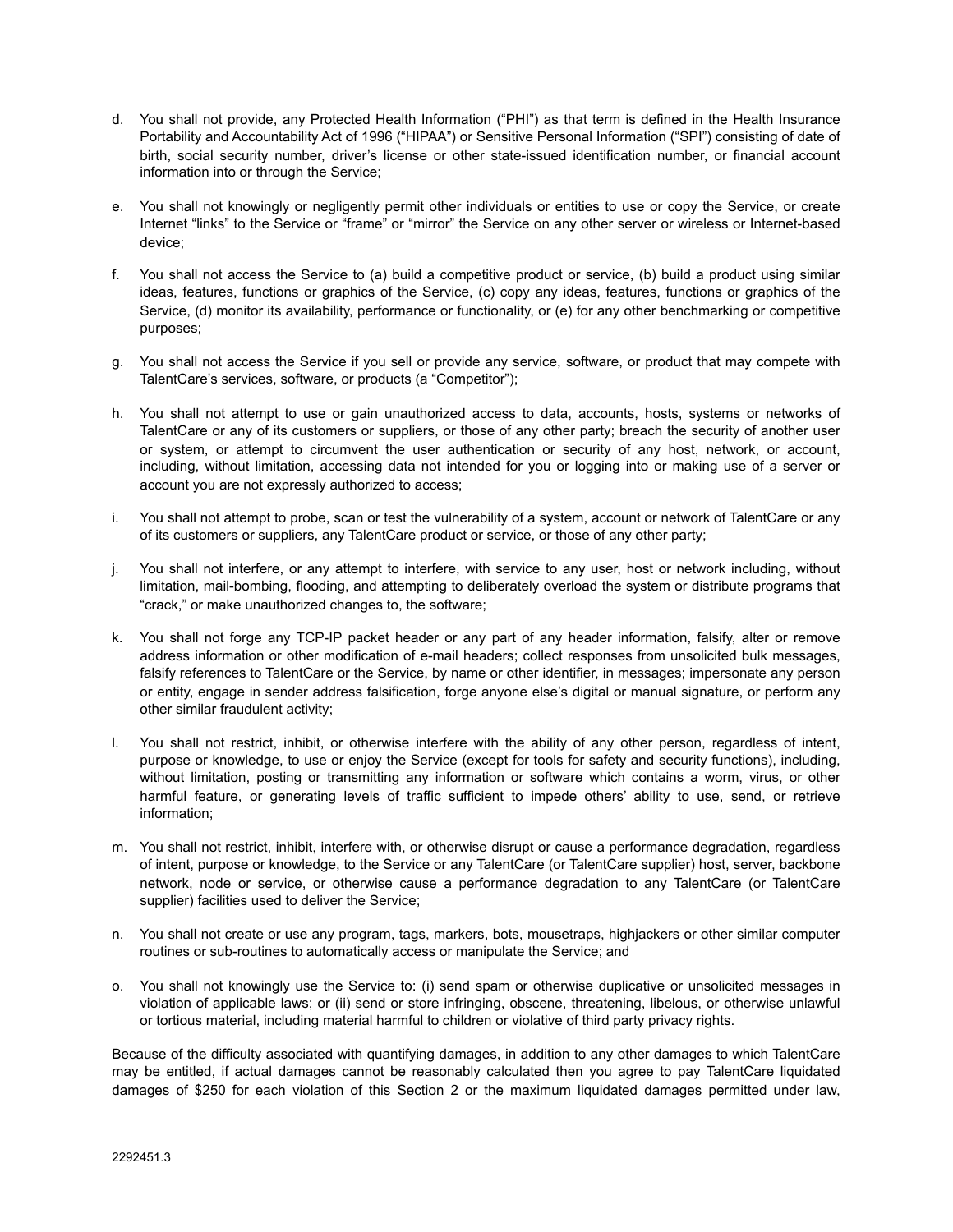d. You shall not provide, any Protected Health Information ("PHI") as that term is defined in the Health Insurance Portability and Accountability Act of 1996 ("HIPAA") or Sensitive Personal Information ("SPI") consisting of date of birth, social security number, driver's license or other state-issued identification number, or financial account information into or through the Service;

e. You shall not knowingly or negligently permit other individuals or entities to use or copy the Service, or create Internet "links" to the Service or "frame" or "mirror" the Service on any other server or wireless or Internet-based device;

f. You shall not access the Service to (a) build a competitive product or service, (b) build a product using similar ideas, features, functions or graphics of the Service, (c) copy any ideas, features, functions or graphics of the Service, (d) monitor its availability, performance or functionality, or (e) for any other benchmarking or competitive purposes;

g. You shall not access the Service if you sell or provide any service, software, or product that may compete with TalentCare's services, software, or products (a "Competitor");

h. You shall not attempt to use or gain unauthorized access to data, accounts, hosts, systems or networks of TalentCare or any of its customers or suppliers, or those of any other party; breach the security of another user or system, or attempt to circumvent the user authentication or security of any host, network, or account, including, without limitation, accessing data not intended for you or logging into or making use of a server or account you are not expressly authorized to access;

i. You shall not attempt to probe, scan or test the vulnerability of a system, account or network of TalentCare or any of its customers or suppliers, any TalentCare product or service, or those of any other party;

j. You shall not interfere, or any attempt to interfere, with service to any user, host or network including, without limitation, mail-bombing, flooding, and attempting to deliberately overload the system or distribute programs that "crack," or make unauthorized changes to, the software;

k. You shall not forge any TCP-IP packet header or any part of any header information, falsify, alter or remove address information or other modification of e-mail headers; collect responses from unsolicited bulk messages, falsify references to TalentCare or the Service, by name or other identifier, in messages; impersonate any person or entity, engage in sender address falsification, forge anyone else's digital or manual signature, or perform any other similar fraudulent activity;

l. You shall not restrict, inhibit, or otherwise interfere with the ability of any other person, regardless of intent, purpose or knowledge, to use or enjoy the Service (except for tools for safety and security functions), including, without limitation, posting or transmitting any information or software which contains a worm, virus, or other harmful feature, or generating levels of traffic sufficient to impede others' ability to use, send, or retrieve information;

m. You shall not restrict, inhibit, interfere with, or otherwise disrupt or cause a performance degradation, regardless of intent, purpose or knowledge, to the Service or any TalentCare (or TalentCare supplier) host, server, backbone network, node or service, or otherwise cause a performance degradation to any TalentCare (or TalentCare supplier) facilities used to deliver the Service;

n. You shall not create or use any program, tags, markers, bots, mousetraps, highjackers or other similar computer routines or sub-routines to automatically access or manipulate the Service; and

o. You shall not knowingly use the Service to: (i) send spam or otherwise duplicative or unsolicited messages in violation of applicable laws; or (ii) send or store infringing, obscene, threatening, libelous, or otherwise unlawful or tortious material, including material harmful to children or violative of third party privacy rights.

Because of the difficulty associated with quantifying damages, in addition to any other damages to which TalentCare may be entitled, if actual damages cannot be reasonably calculated then you agree to pay TalentCare liquidated damages of $250 for each violation of this Section 2 or the maximum liquidated damages permitted under law,

2292451.3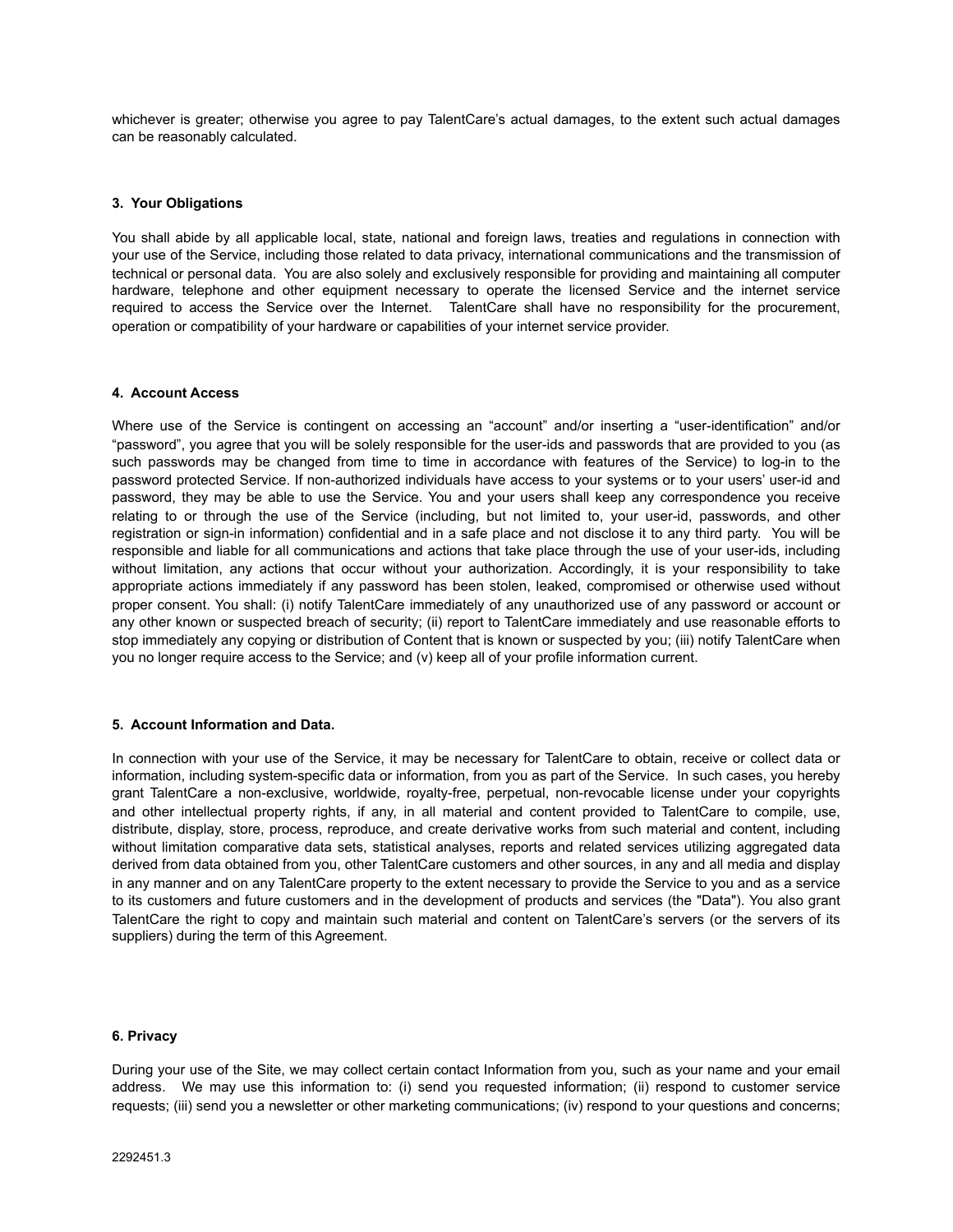whichever is greater; otherwise you agree to pay TalentCare's actual damages, to the extent such actual damages can be reasonably calculated.

**3. Your Obligations**

You shall abide by all applicable local, state, national and foreign laws, treaties and regulations in connection with your use of the Service, including those related to data privacy, international communications and the transmission of technical or personal data. You are also solely and exclusively responsible for providing and maintaining all computer hardware, telephone and other equipment necessary to operate the licensed Service and the internet service required to access the Service over the Internet. TalentCare shall have no responsibility for the procurement, operation or compatibility of your hardware or capabilities of your internet service provider.

**4. Account Access**

Where use of the Service is contingent on accessing an "account" and/or inserting a "user-identification" and/or "password", you agree that you will be solely responsible for the user-ids and passwords that are provided to you (as such passwords may be changed from time to time in accordance with features of the Service) to log-in to the password protected Service. If non-authorized individuals have access to your systems or to your users' user-id and password, they may be able to use the Service. You and your users shall keep any correspondence you receive relating to or through the use of the Service (including, but not limited to, your user-id, passwords, and other registration or sign-in information) confidential and in a safe place and not disclose it to any third party. You will be responsible and liable for all communications and actions that take place through the use of your user-ids, including without limitation, any actions that occur without your authorization. Accordingly, it is your responsibility to take appropriate actions immediately if any password has been stolen, leaked, compromised or otherwise used without proper consent. You shall: (i) notify TalentCare immediately of any unauthorized use of any password or account or any other known or suspected breach of security; (ii) report to TalentCare immediately and use reasonable efforts to stop immediately any copying or distribution of Content that is known or suspected by you; (iii) notify TalentCare when you no longer require access to the Service; and (v) keep all of your profile information current.

**5. Account Information and Data.**

In connection with your use of the Service, it may be necessary for TalentCare to obtain, receive or collect data or information, including system-specific data or information, from you as part of the Service. In such cases, you hereby grant TalentCare a non-exclusive, worldwide, royalty-free, perpetual, non-revocable license under your copyrights and other intellectual property rights, if any, in all material and content provided to TalentCare to compile, use, distribute, display, store, process, reproduce, and create derivative works from such material and content, including without limitation comparative data sets, statistical analyses, reports and related services utilizing aggregated data derived from data obtained from you, other TalentCare customers and other sources, in any and all media and display in any manner and on any TalentCare property to the extent necessary to provide the Service to you and as a service to its customers and future customers and in the development of products and services (the "Data"). You also grant TalentCare the right to copy and maintain such material and content on TalentCare's servers (or the servers of its suppliers) during the term of this Agreement.

**6. Privacy**

During your use of the Site, we may collect certain contact Information from you, such as your name and your email address. We may use this information to: (i) send you requested information; (ii) respond to customer service requests; (iii) send you a newsletter or other marketing communications; (iv) respond to your questions and concerns;

2292451.3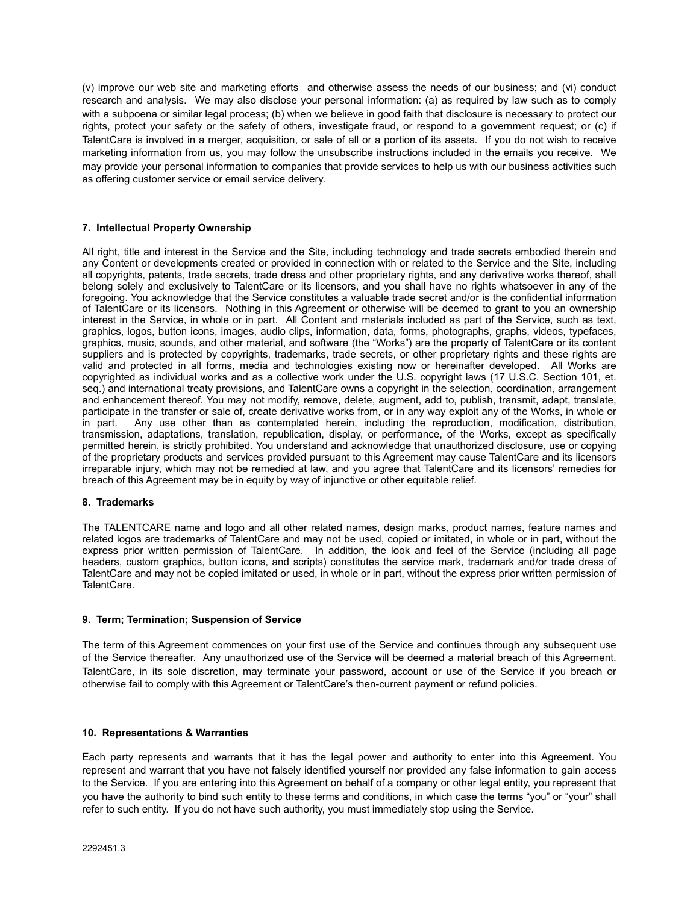(v) improve our web site and marketing efforts and otherwise assess the needs of our business; and (vi) conduct research and analysis. We may also disclose your personal information: (a) as required by law such as to comply with a subpoena or similar legal process; (b) when we believe in good faith that disclosure is necessary to protect our rights, protect your safety or the safety of others, investigate fraud, or respond to a government request; or (c) if TalentCare is involved in a merger, acquisition, or sale of all or a portion of its assets. If you do not wish to receive marketing information from us, you may follow the unsubscribe instructions included in the emails you receive. We may provide your personal information to companies that provide services to help us with our business activities such as offering customer service or email service delivery.

**7. Intellectual Property Ownership**

All right, title and interest in the Service and the Site, including technology and trade secrets embodied therein and any Content or developments created or provided in connection with or related to the Service and the Site, including all copyrights, patents, trade secrets, trade dress and other proprietary rights, and any derivative works thereof, shall belong solely and exclusively to TalentCare or its licensors, and you shall have no rights whatsoever in any of the foregoing. You acknowledge that the Service constitutes a valuable trade secret and/or is the confidential information of TalentCare or its licensors. Nothing in this Agreement or otherwise will be deemed to grant to you an ownership interest in the Service, in whole or in part. All Content and materials included as part of the Service, such as text, graphics, logos, button icons, images, audio clips, information, data, forms, photographs, graphs, videos, typefaces, graphics, music, sounds, and other material, and software (the "Works") are the property of TalentCare or its content suppliers and is protected by copyrights, trademarks, trade secrets, or other proprietary rights and these rights are valid and protected in all forms, media and technologies existing now or hereinafter developed. All Works are copyrighted as individual works and as a collective work under the U.S. copyright laws (17 U.S.C. Section 101, et. seq.) and international treaty provisions, and TalentCare owns a copyright in the selection, coordination, arrangement and enhancement thereof. You may not modify, remove, delete, augment, add to, publish, transmit, adapt, translate, participate in the transfer or sale of, create derivative works from, or in any way exploit any of the Works, in whole or in part. Any use other than as contemplated herein, including the reproduction, modification, distribution, transmission, adaptations, translation, republication, display, or performance, of the Works, except as specifically permitted herein, is strictly prohibited. You understand and acknowledge that unauthorized disclosure, use or copying of the proprietary products and services provided pursuant to this Agreement may cause TalentCare and its licensors irreparable injury, which may not be remedied at law, and you agree that TalentCare and its licensors' remedies for breach of this Agreement may be in equity by way of injunctive or other equitable relief.

**8. Trademarks**

The TALENTCARE name and logo and all other related names, design marks, product names, feature names and related logos are trademarks of TalentCare and may not be used, copied or imitated, in whole or in part, without the express prior written permission of TalentCare. In addition, the look and feel of the Service (including all page headers, custom graphics, button icons, and scripts) constitutes the service mark, trademark and/or trade dress of TalentCare and may not be copied imitated or used, in whole or in part, without the express prior written permission of TalentCare.

**9. Term; Termination; Suspension of Service**

The term of this Agreement commences on your first use of the Service and continues through any subsequent use of the Service thereafter. Any unauthorized use of the Service will be deemed a material breach of this Agreement. TalentCare, in its sole discretion, may terminate your password, account or use of the Service if you breach or otherwise fail to comply with this Agreement or TalentCare's then-current payment or refund policies.

**10. Representations & Warranties**

Each party represents and warrants that it has the legal power and authority to enter into this Agreement. You represent and warrant that you have not falsely identified yourself nor provided any false information to gain access to the Service. If you are entering into this Agreement on behalf of a company or other legal entity, you represent that you have the authority to bind such entity to these terms and conditions, in which case the terms "you" or "your" shall refer to such entity. If you do not have such authority, you must immediately stop using the Service.

2292451.3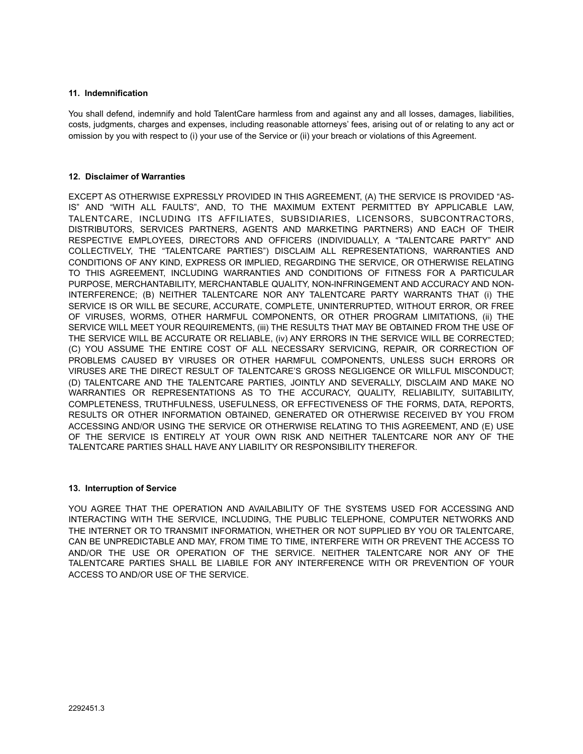**11. Indemnification**

You shall defend, indemnify and hold TalentCare harmless from and against any and all losses, damages, liabilities, costs, judgments, charges and expenses, including reasonable attorneys' fees, arising out of or relating to any act or omission by you with respect to (i) your use of the Service or (ii) your breach or violations of this Agreement.

**12. Disclaimer of Warranties**

EXCEPT AS OTHERWISE EXPRESSLY PROVIDED IN THIS AGREEMENT, (A) THE SERVICE IS PROVIDED "AS-IS" AND "WITH ALL FAULTS", AND, TO THE MAXIMUM EXTENT PERMITTED BY APPLICABLE LAW, TALENTCARE, INCLUDING ITS AFFILIATES, SUBSIDIARIES, LICENSORS, SUBCONTRACTORS, DISTRIBUTORS, SERVICES PARTNERS, AGENTS AND MARKETING PARTNERS) AND EACH OF THEIR RESPECTIVE EMPLOYEES, DIRECTORS AND OFFICERS (INDIVIDUALLY, A "TALENTCARE PARTY" AND COLLECTIVELY, THE "TALENTCARE PARTIES") DISCLAIM ALL REPRESENTATIONS, WARRANTIES AND CONDITIONS OF ANY KIND, EXPRESS OR IMPLIED, REGARDING THE SERVICE, OR OTHERWISE RELATING TO THIS AGREEMENT, INCLUDING WARRANTIES AND CONDITIONS OF FITNESS FOR A PARTICULAR PURPOSE, MERCHANTABILITY, MERCHANTABLE QUALITY, NON-INFRINGEMENT AND ACCURACY AND NON-INTERFERENCE; (B) NEITHER TALENTCARE NOR ANY TALENTCARE PARTY WARRANTS THAT (i) THE SERVICE IS OR WILL BE SECURE, ACCURATE, COMPLETE, UNINTERRUPTED, WITHOUT ERROR, OR FREE OF VIRUSES, WORMS, OTHER HARMFUL COMPONENTS, OR OTHER PROGRAM LIMITATIONS, (ii) THE SERVICE WILL MEET YOUR REQUIREMENTS, (iii) THE RESULTS THAT MAY BE OBTAINED FROM THE USE OF THE SERVICE WILL BE ACCURATE OR RELIABLE, (iv) ANY ERRORS IN THE SERVICE WILL BE CORRECTED; (C) YOU ASSUME THE ENTIRE COST OF ALL NECESSARY SERVICING, REPAIR, OR CORRECTION OF PROBLEMS CAUSED BY VIRUSES OR OTHER HARMFUL COMPONENTS, UNLESS SUCH ERRORS OR VIRUSES ARE THE DIRECT RESULT OF TALENTCARE'S GROSS NEGLIGENCE OR WILLFUL MISCONDUCT; (D) TALENTCARE AND THE TALENTCARE PARTIES, JOINTLY AND SEVERALLY, DISCLAIM AND MAKE NO WARRANTIES OR REPRESENTATIONS AS TO THE ACCURACY, QUALITY, RELIABILITY, SUITABILITY, COMPLETENESS, TRUTHFULNESS, USEFULNESS, OR EFFECTIVENESS OF THE FORMS, DATA, REPORTS, RESULTS OR OTHER INFORMATION OBTAINED, GENERATED OR OTHERWISE RECEIVED BY YOU FROM ACCESSING AND/OR USING THE SERVICE OR OTHERWISE RELATING TO THIS AGREEMENT, AND (E) USE OF THE SERVICE IS ENTIRELY AT YOUR OWN RISK AND NEITHER TALENTCARE NOR ANY OF THE TALENTCARE PARTIES SHALL HAVE ANY LIABILITY OR RESPONSIBILITY THEREFOR.

**13. Interruption of Service**

YOU AGREE THAT THE OPERATION AND AVAILABILITY OF THE SYSTEMS USED FOR ACCESSING AND INTERACTING WITH THE SERVICE, INCLUDING, THE PUBLIC TELEPHONE, COMPUTER NETWORKS AND THE INTERNET OR TO TRANSMIT INFORMATION, WHETHER OR NOT SUPPLIED BY YOU OR TALENTCARE, CAN BE UNPREDICTABLE AND MAY, FROM TIME TO TIME, INTERFERE WITH OR PREVENT THE ACCESS TO AND/OR THE USE OR OPERATION OF THE SERVICE. NEITHER TALENTCARE NOR ANY OF THE TALENTCARE PARTIES SHALL BE LIABILE FOR ANY INTERFERENCE WITH OR PREVENTION OF YOUR ACCESS TO AND/OR USE OF THE SERVICE.

2292451.3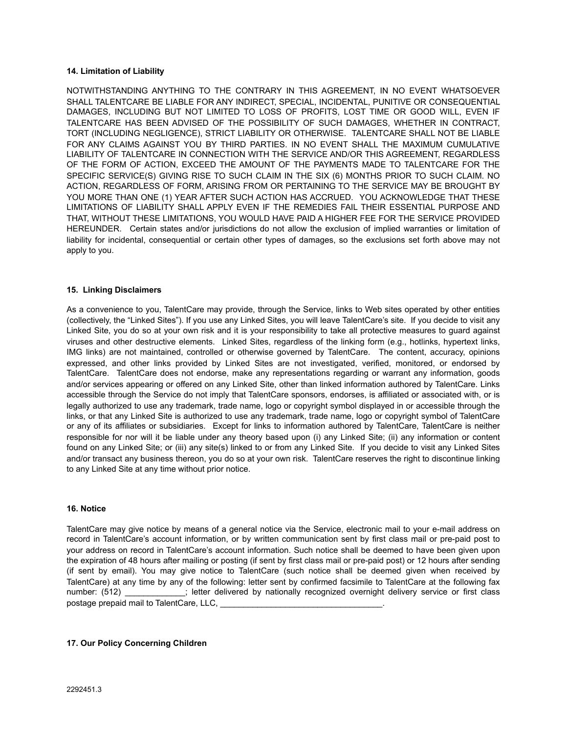**14. Limitation of Liability**

NOTWITHSTANDING ANYTHING TO THE CONTRARY IN THIS AGREEMENT, IN NO EVENT WHATSOEVER SHALL TALENTCARE BE LIABLE FOR ANY INDIRECT, SPECIAL, INCIDENTAL, PUNITIVE OR CONSEQUENTIAL DAMAGES, INCLUDING BUT NOT LIMITED TO LOSS OF PROFITS, LOST TIME OR GOOD WILL, EVEN IF TALENTCARE HAS BEEN ADVISED OF THE POSSIBILITY OF SUCH DAMAGES, WHETHER IN CONTRACT, TORT (INCLUDING NEGLIGENCE), STRICT LIABILITY OR OTHERWISE. TALENTCARE SHALL NOT BE LIABLE FOR ANY CLAIMS AGAINST YOU BY THIRD PARTIES. IN NO EVENT SHALL THE MAXIMUM CUMULATIVE LIABILITY OF TALENTCARE IN CONNECTION WITH THE SERVICE AND/OR THIS AGREEMENT, REGARDLESS OF THE FORM OF ACTION, EXCEED THE AMOUNT OF THE PAYMENTS MADE TO TALENTCARE FOR THE SPECIFIC SERVICE(S) GIVING RISE TO SUCH CLAIM IN THE SIX (6) MONTHS PRIOR TO SUCH CLAIM. NO ACTION, REGARDLESS OF FORM, ARISING FROM OR PERTAINING TO THE SERVICE MAY BE BROUGHT BY YOU MORE THAN ONE (1) YEAR AFTER SUCH ACTION HAS ACCRUED. YOU ACKNOWLEDGE THAT THESE LIMITATIONS OF LIABILITY SHALL APPLY EVEN IF THE REMEDIES FAIL THEIR ESSENTIAL PURPOSE AND THAT, WITHOUT THESE LIMITATIONS, YOU WOULD HAVE PAID A HIGHER FEE FOR THE SERVICE PROVIDED HEREUNDER. Certain states and/or jurisdictions do not allow the exclusion of implied warranties or limitation of liability for incidental, consequential or certain other types of damages, so the exclusions set forth above may not apply to you.

**15. Linking Disclaimers**

As a convenience to you, TalentCare may provide, through the Service, links to Web sites operated by other entities (collectively, the “Linked Sites”). If you use any Linked Sites, you will leave TalentCare’s site. If you decide to visit any Linked Site, you do so at your own risk and it is your responsibility to take all protective measures to guard against viruses and other destructive elements. Linked Sites, regardless of the linking form (e.g., hotlinks, hypertext links, IMG links) are not maintained, controlled or otherwise governed by TalentCare. The content, accuracy, opinions expressed, and other links provided by Linked Sites are not investigated, verified, monitored, or endorsed by TalentCare. TalentCare does not endorse, make any representations regarding or warrant any information, goods and/or services appearing or offered on any Linked Site, other than linked information authored by TalentCare. Links accessible through the Service do not imply that TalentCare sponsors, endorses, is affiliated or associated with, or is legally authorized to use any trademark, trade name, logo or copyright symbol displayed in or accessible through the links, or that any Linked Site is authorized to use any trademark, trade name, logo or copyright symbol of TalentCare or any of its affiliates or subsidiaries. Except for links to information authored by TalentCare, TalentCare is neither responsible for nor will it be liable under any theory based upon (i) any Linked Site; (ii) any information or content found on any Linked Site; or (iii) any site(s) linked to or from any Linked Site. If you decide to visit any Linked Sites and/or transact any business thereon, you do so at your own risk. TalentCare reserves the right to discontinue linking to any Linked Site at any time without prior notice.

**16. Notice**

TalentCare may give notice by means of a general notice via the Service, electronic mail to your e-mail address on record in TalentCare’s account information, or by written communication sent by first class mail or pre-paid post to your address on record in TalentCare’s account information. Such notice shall be deemed to have been given upon the expiration of 48 hours after mailing or posting (if sent by first class mail or pre-paid post) or 12 hours after sending (if sent by email). You may give notice to TalentCare (such notice shall be deemed given when received by TalentCare) at any time by any of the following: letter sent by confirmed facsimile to TalentCare at the following fax number: (512) _____________; letter delivered by nationally recognized overnight delivery service or first class postage prepaid mail to TalentCare, LLC, ___________________________________.

**17. Our Policy Concerning Children**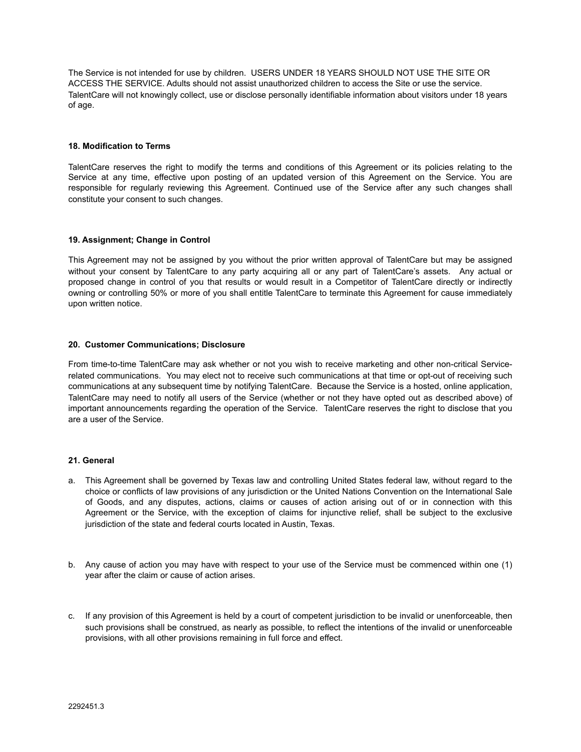The Service is not intended for use by children. USERS UNDER 18 YEARS SHOULD NOT USE THE SITE OR ACCESS THE SERVICE. Adults should not assist unauthorized children to access the Site or use the service. TalentCare will not knowingly collect, use or disclose personally identifiable information about visitors under 18 years of age.

**18. Modification to Terms**

TalentCare reserves the right to modify the terms and conditions of this Agreement or its policies relating to the Service at any time, effective upon posting of an updated version of this Agreement on the Service. You are responsible for regularly reviewing this Agreement. Continued use of the Service after any such changes shall constitute your consent to such changes.

**19. Assignment; Change in Control**

This Agreement may not be assigned by you without the prior written approval of TalentCare but may be assigned without your consent by TalentCare to any party acquiring all or any part of TalentCare's assets. Any actual or proposed change in control of you that results or would result in a Competitor of TalentCare directly or indirectly owning or controlling 50% or more of you shall entitle TalentCare to terminate this Agreement for cause immediately upon written notice.

**20. Customer Communications; Disclosure**

From time-to-time TalentCare may ask whether or not you wish to receive marketing and other non-critical Service-related communications. You may elect not to receive such communications at that time or opt-out of receiving such communications at any subsequent time by notifying TalentCare. Because the Service is a hosted, online application, TalentCare may need to notify all users of the Service (whether or not they have opted out as described above) of important announcements regarding the operation of the Service. TalentCare reserves the right to disclose that you are a user of the Service.

**21. General**

a. This Agreement shall be governed by Texas law and controlling United States federal law, without regard to the choice or conflicts of law provisions of any jurisdiction or the United Nations Convention on the International Sale of Goods, and any disputes, actions, claims or causes of action arising out of or in connection with this Agreement or the Service, with the exception of claims for injunctive relief, shall be subject to the exclusive jurisdiction of the state and federal courts located in Austin, Texas.

b. Any cause of action you may have with respect to your use of the Service must be commenced within one (1) year after the claim or cause of action arises.

c. If any provision of this Agreement is held by a court of competent jurisdiction to be invalid or unenforceable, then such provisions shall be construed, as nearly as possible, to reflect the intentions of the invalid or unenforceable provisions, with all other provisions remaining in full force and effect.

2292451.3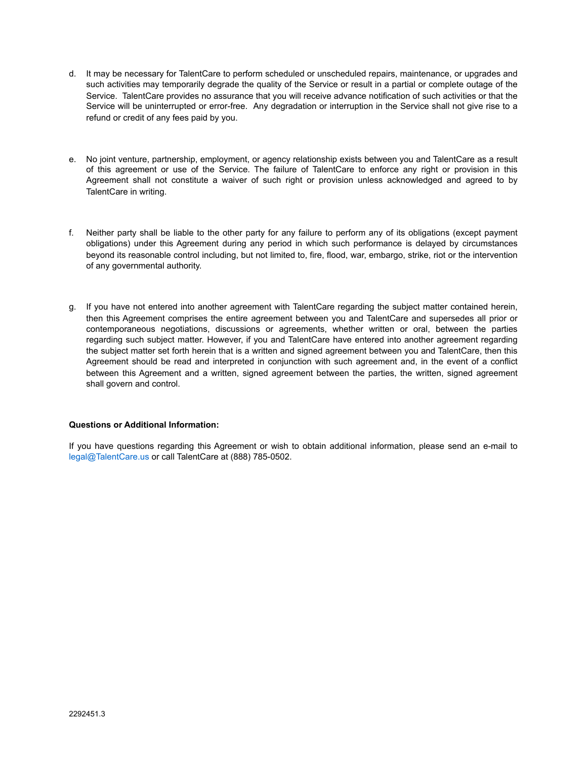d. It may be necessary for TalentCare to perform scheduled or unscheduled repairs, maintenance, or upgrades and such activities may temporarily degrade the quality of the Service or result in a partial or complete outage of the Service. TalentCare provides no assurance that you will receive advance notification of such activities or that the Service will be uninterrupted or error-free. Any degradation or interruption in the Service shall not give rise to a refund or credit of any fees paid by you.

e. No joint venture, partnership, employment, or agency relationship exists between you and TalentCare as a result of this agreement or use of the Service. The failure of TalentCare to enforce any right or provision in this Agreement shall not constitute a waiver of such right or provision unless acknowledged and agreed to by TalentCare in writing.

f. Neither party shall be liable to the other party for any failure to perform any of its obligations (except payment obligations) under this Agreement during any period in which such performance is delayed by circumstances beyond its reasonable control including, but not limited to, fire, flood, war, embargo, strike, riot or the intervention of any governmental authority.

g. If you have not entered into another agreement with TalentCare regarding the subject matter contained herein, then this Agreement comprises the entire agreement between you and TalentCare and supersedes all prior or contemporaneous negotiations, discussions or agreements, whether written or oral, between the parties regarding such subject matter. However, if you and TalentCare have entered into another agreement regarding the subject matter set forth herein that is a written and signed agreement between you and TalentCare, then this Agreement should be read and interpreted in conjunction with such agreement and, in the event of a conflict between this Agreement and a written, signed agreement between the parties, the written, signed agreement shall govern and control.

**Questions or Additional Information:**

If you have questions regarding this Agreement or wish to obtain additional information, please send an e-mail to legal@TalentCare.us or call TalentCare at (888) 785-0502.

2292451.3